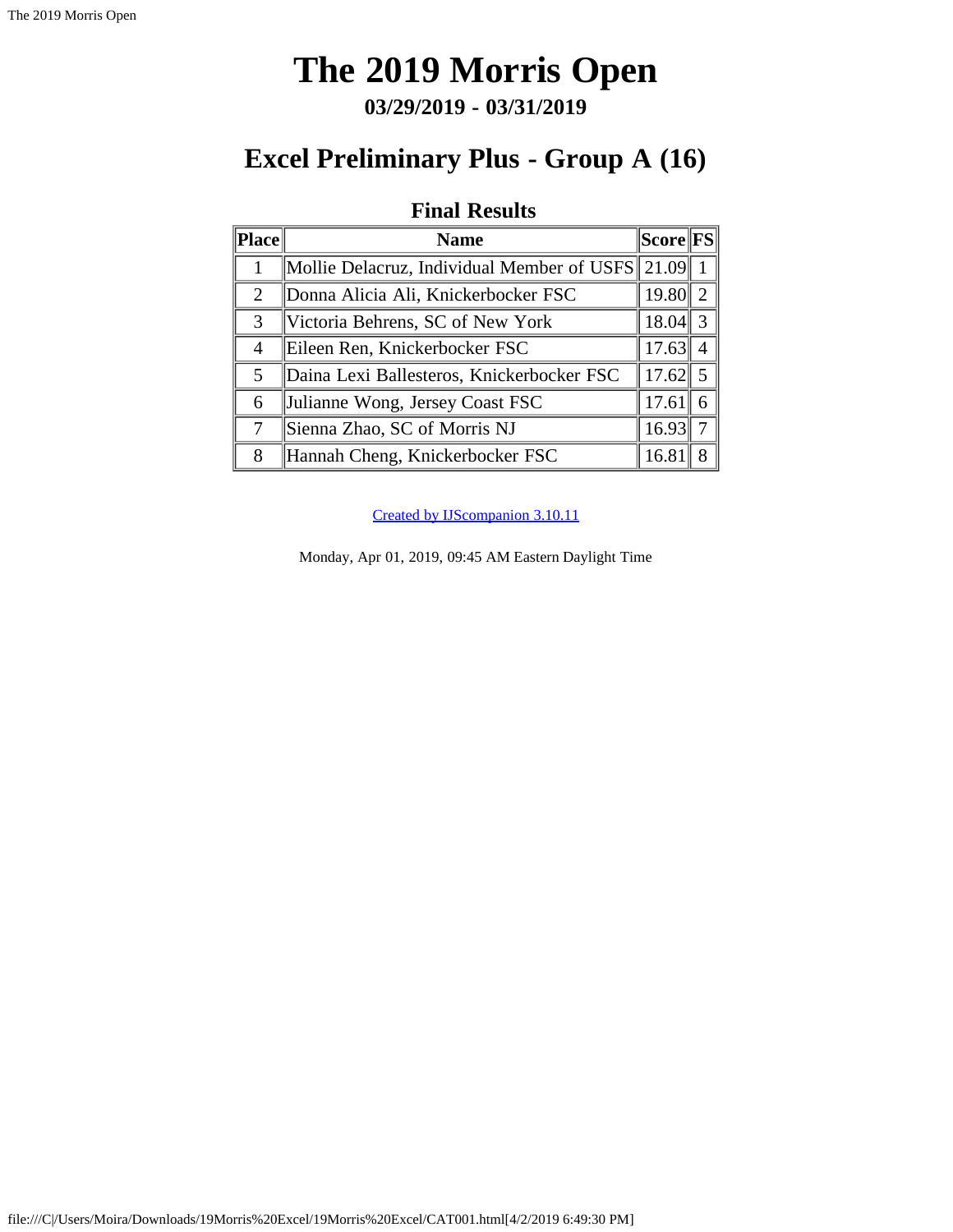# The 2019 Morris Open

**03/29/2019 - 03/31/2019**

## Excel Preliminary Plus - Group A (16)

### Final Results

| Place | Name | Score | FS |
|---|---|---|---|
| 1 | Mollie Delacruz, Individual Member of USFS | 21.09 | 1 |
| 2 | Donna Alicia Ali, Knickerbocker FSC | 19.80 | 2 |
| 3 | Victoria Behrens, SC of New York | 18.04 | 3 |
| 4 | Eileen Ren, Knickerbocker FSC | 17.63 | 4 |
| 5 | Daina Lexi Ballesteros, Knickerbocker FSC | 17.62 | 5 |
| 6 | Julianne Wong, Jersey Coast FSC | 17.61 | 6 |
| 7 | Sienna Zhao, SC of Morris NJ | 16.93 | 7 |
| 8 | Hannah Cheng, Knickerbocker FSC | 16.81 | 8 |

Created by IJScompanion 3.10.11

Monday, Apr 01, 2019, 09:45 AM Eastern Daylight Time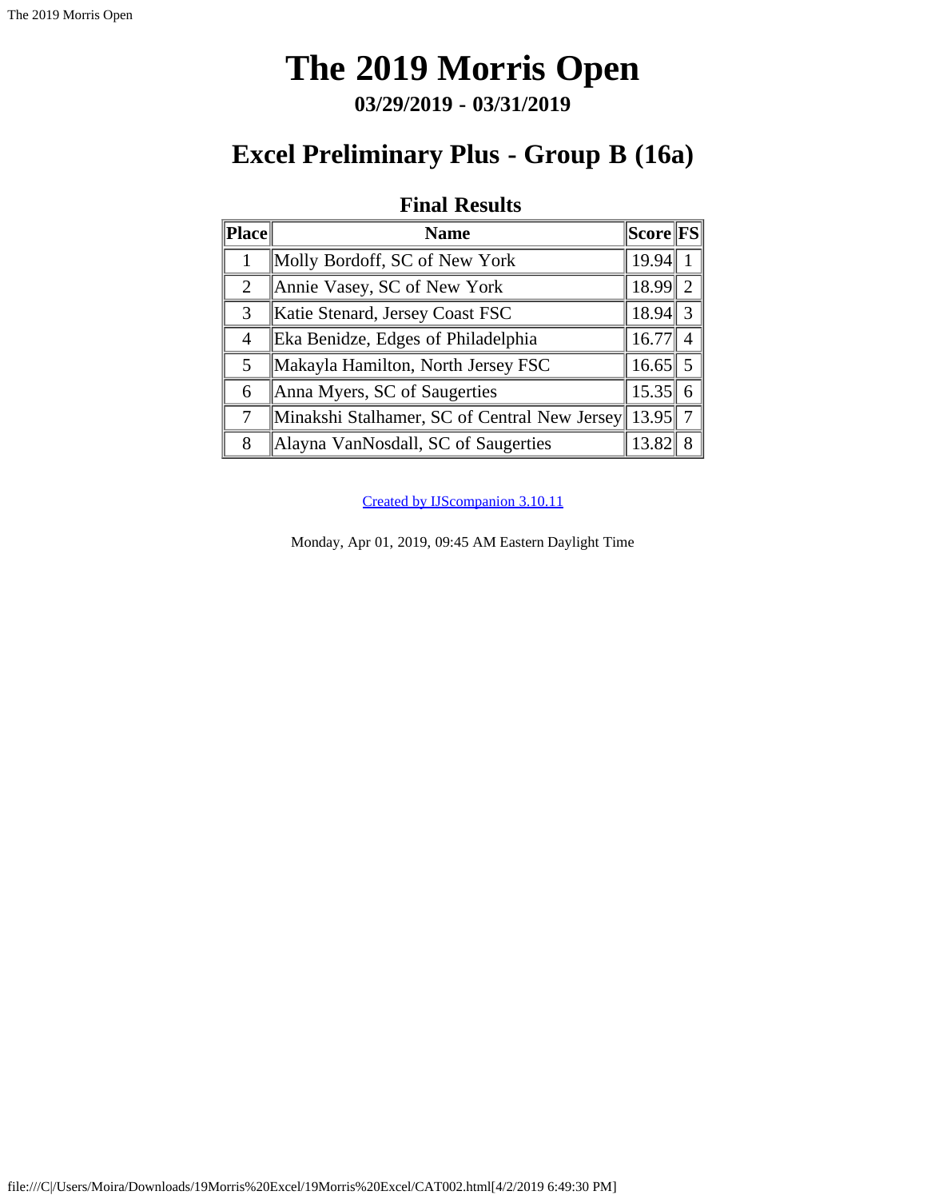# The 2019 Morris Open

**03/29/2019 - 03/31/2019**

## Excel Preliminary Plus - Group B (16a)

### Final Results

| Place | Name | Score | FS |
|---|---|---|---|
| 1 | Molly Bordoff, SC of New York | 19.94 | 1 |
| 2 | Annie Vasey, SC of New York | 18.99 | 2 |
| 3 | Katie Stenard, Jersey Coast FSC | 18.94 | 3 |
| 4 | Eka Benidze, Edges of Philadelphia | 16.77 | 4 |
| 5 | Makayla Hamilton, North Jersey FSC | 16.65 | 5 |
| 6 | Anna Myers, SC of Saugerties | 15.35 | 6 |
| 7 | Minakshi Stalhamer, SC of Central New Jersey | 13.95 | 7 |
| 8 | Alayna VanNosdall, SC of Saugerties | 13.82 | 8 |

Created by IJScompanion 3.10.11

Monday, Apr 01, 2019, 09:45 AM Eastern Daylight Time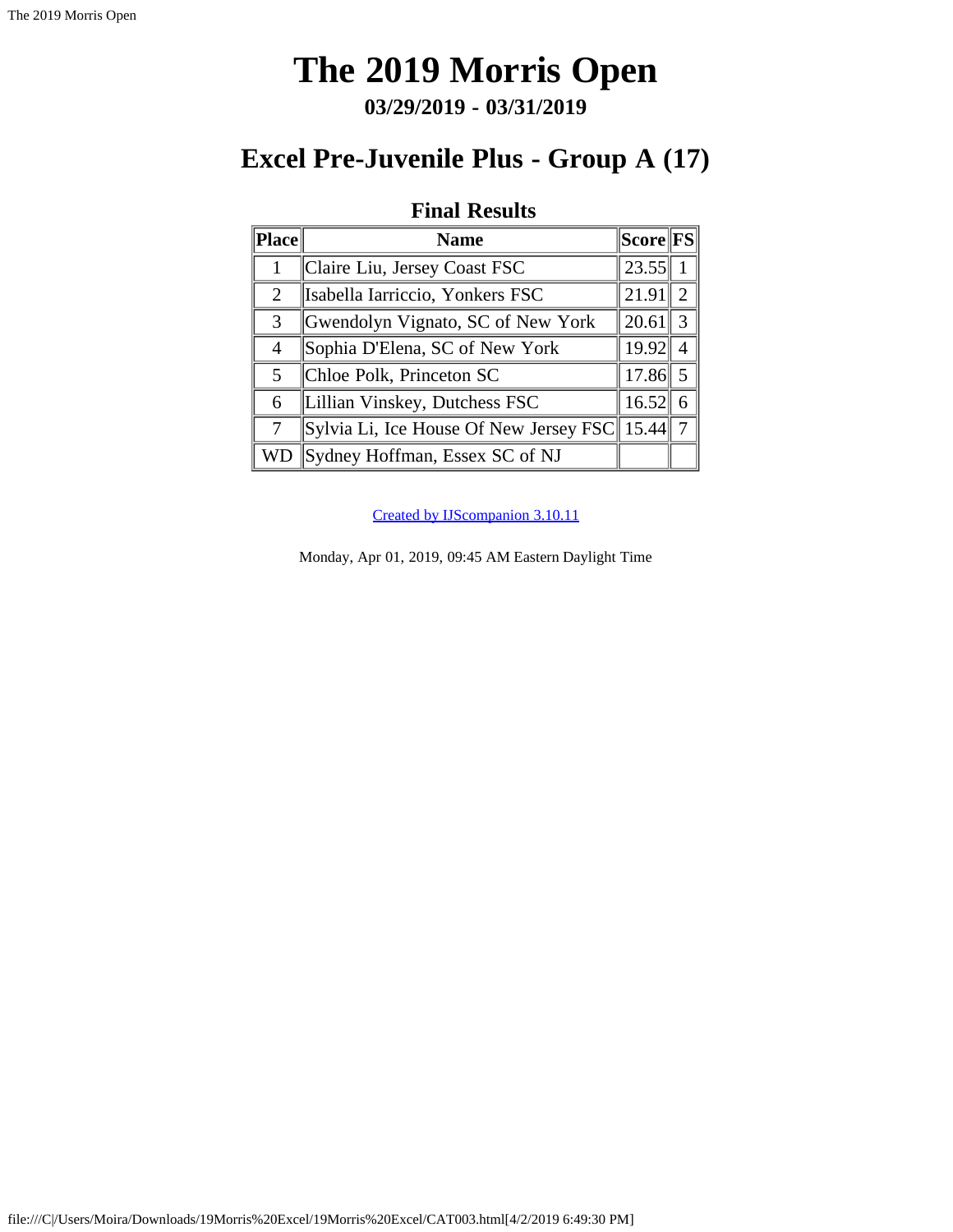# The 2019 Morris Open

**03/29/2019 - 03/31/2019**

## Excel Pre-Juvenile Plus - Group A (17)

### Final Results

| Place | Name | Score | FS |
| --- | --- | --- | --- |
| 1 | Claire Liu, Jersey Coast FSC | 23.55 | 1 |
| 2 | Isabella Iarriccio, Yonkers FSC | 21.91 | 2 |
| 3 | Gwendolyn Vignato, SC of New York | 20.61 | 3 |
| 4 | Sophia D'Elena, SC of New York | 19.92 | 4 |
| 5 | Chloe Polk, Princeton SC | 17.86 | 5 |
| 6 | Lillian Vinskey, Dutchess FSC | 16.52 | 6 |
| 7 | Sylvia Li, Ice House Of New Jersey FSC | 15.44 | 7 |
| WD | Sydney Hoffman, Essex SC of NJ | | |

Created by IJScompanion 3.10.11

Monday, Apr 01, 2019, 09:45 AM Eastern Daylight Time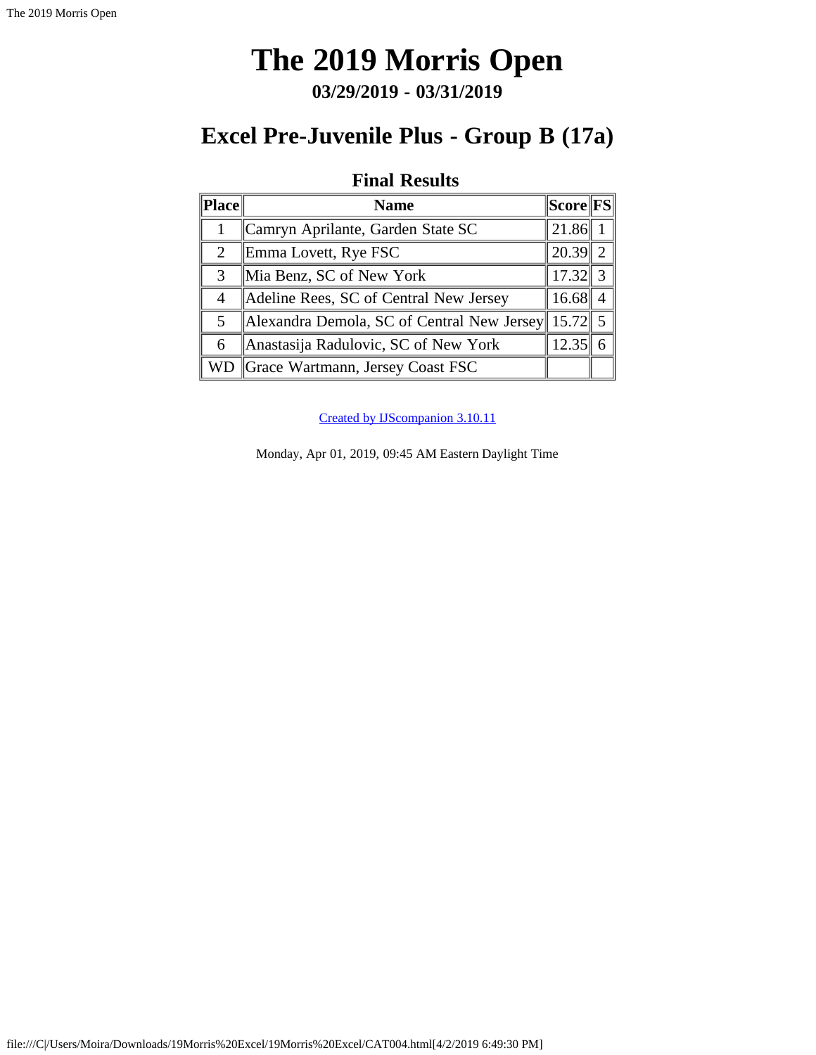# The 2019 Morris Open

### 03/29/2019 - 03/31/2019

## Excel Pre-Juvenile Plus - Group B (17a)

### Final Results

| Place | Name | Score | FS |
|---|---|---|---|
| 1 | Camryn Aprilante, Garden State SC | 21.86 | 1 |
| 2 | Emma Lovett, Rye FSC | 20.39 | 2 |
| 3 | Mia Benz, SC of New York | 17.32 | 3 |
| 4 | Adeline Rees, SC of Central New Jersey | 16.68 | 4 |
| 5 | Alexandra Demola, SC of Central New Jersey | 15.72 | 5 |
| 6 | Anastasija Radulovic, SC of New York | 12.35 | 6 |
| WD | Grace Wartmann, Jersey Coast FSC | | |

Created by IJScompanion 3.10.11

Monday, Apr 01, 2019, 09:45 AM Eastern Daylight Time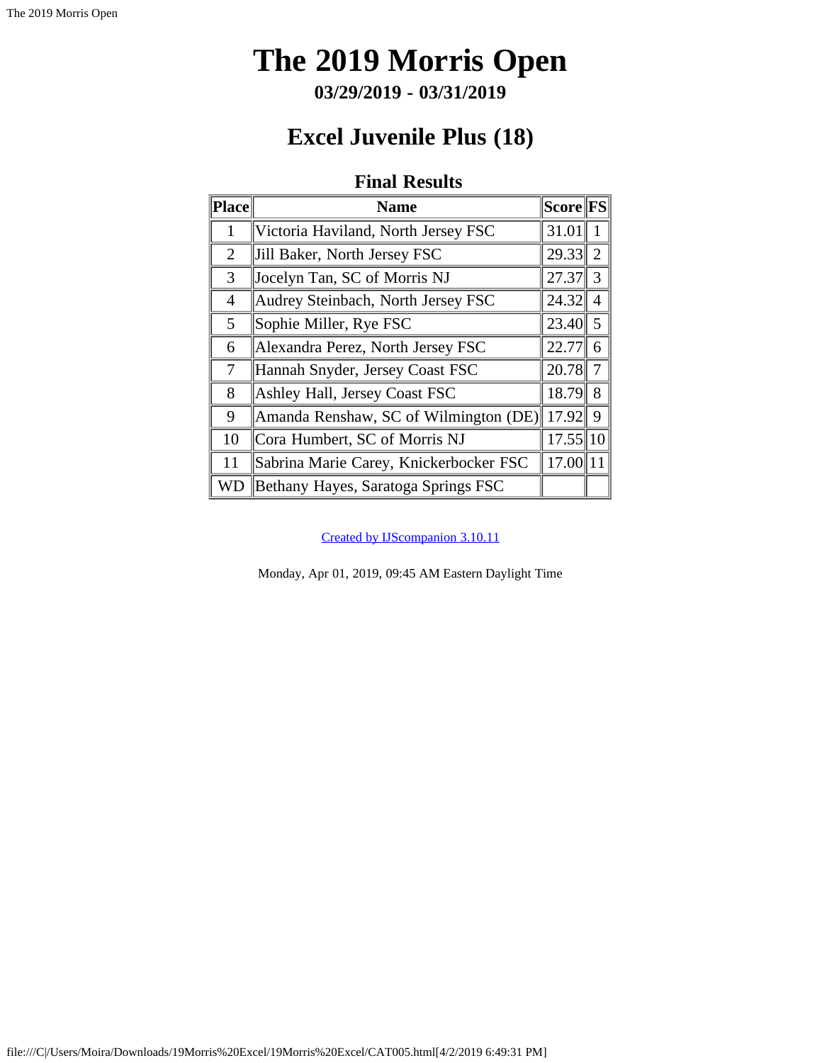# The 2019 Morris Open

### 03/29/2019 - 03/31/2019

## Excel Juvenile Plus (18)

### Final Results

| Place | Name | Score | FS |
|---|---|---|---|
| 1 | Victoria Haviland, North Jersey FSC | 31.01 | 1 |
| 2 | Jill Baker, North Jersey FSC | 29.33 | 2 |
| 3 | Jocelyn Tan, SC of Morris NJ | 27.37 | 3 |
| 4 | Audrey Steinbach, North Jersey FSC | 24.32 | 4 |
| 5 | Sophie Miller, Rye FSC | 23.40 | 5 |
| 6 | Alexandra Perez, North Jersey FSC | 22.77 | 6 |
| 7 | Hannah Snyder, Jersey Coast FSC | 20.78 | 7 |
| 8 | Ashley Hall, Jersey Coast FSC | 18.79 | 8 |
| 9 | Amanda Renshaw, SC of Wilmington (DE) | 17.92 | 9 |
| 10 | Cora Humbert, SC of Morris NJ | 17.55 | 10 |
| 11 | Sabrina Marie Carey, Knickerbocker FSC | 17.00 | 11 |
| WD | Bethany Hayes, Saratoga Springs FSC | | |

Created by IJScompanion 3.10.11

Monday, Apr 01, 2019, 09:45 AM Eastern Daylight Time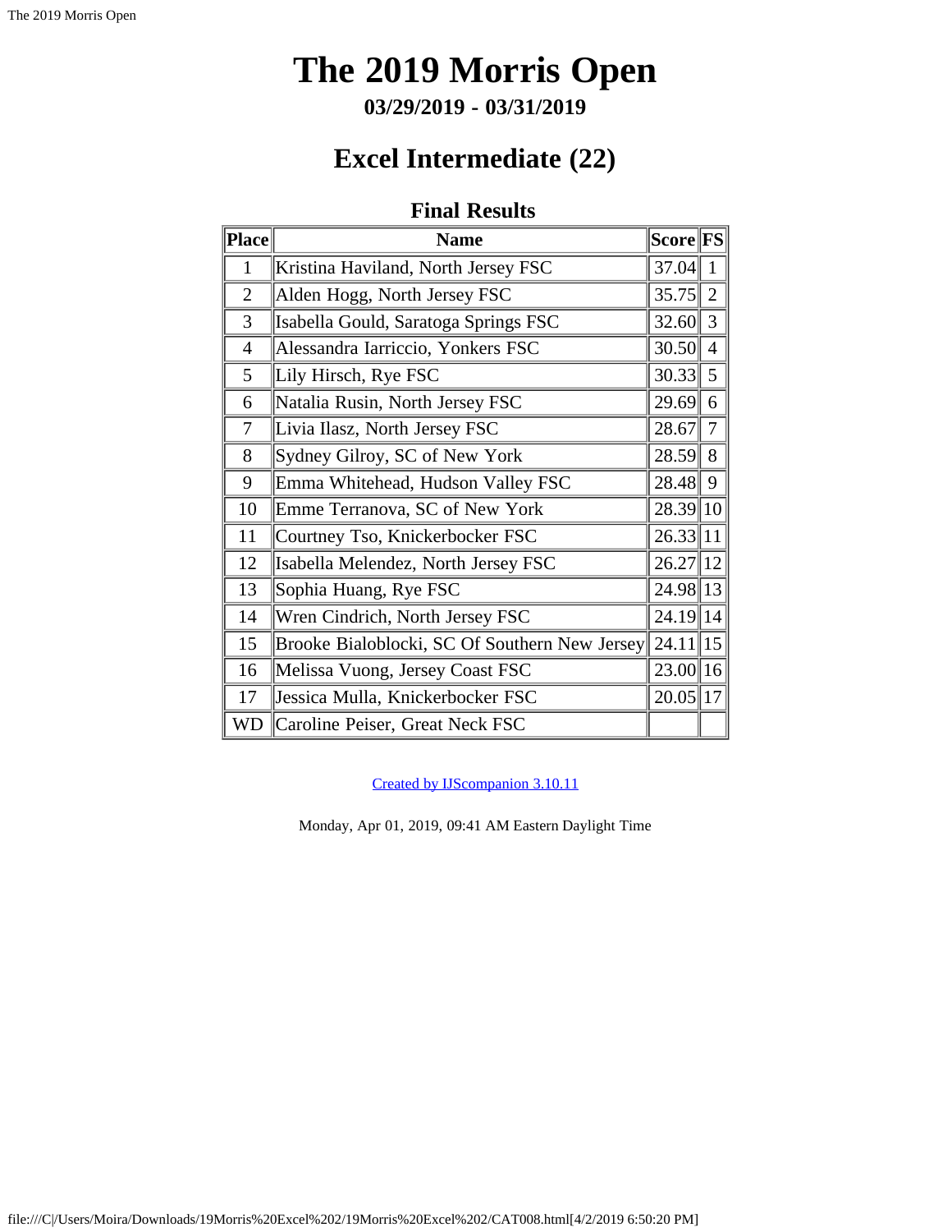# The 2019 Morris Open

**03/29/2019 - 03/31/2019**

## Excel Intermediate (22)

### Final Results

| Place | Name | Score | FS |
|---|---|---|---|
| 1 | Kristina Haviland, North Jersey FSC | 37.04 | 1 |
| 2 | Alden Hogg, North Jersey FSC | 35.75 | 2 |
| 3 | Isabella Gould, Saratoga Springs FSC | 32.60 | 3 |
| 4 | Alessandra Iarriccio, Yonkers FSC | 30.50 | 4 |
| 5 | Lily Hirsch, Rye FSC | 30.33 | 5 |
| 6 | Natalia Rusin, North Jersey FSC | 29.69 | 6 |
| 7 | Livia Ilasz, North Jersey FSC | 28.67 | 7 |
| 8 | Sydney Gilroy, SC of New York | 28.59 | 8 |
| 9 | Emma Whitehead, Hudson Valley FSC | 28.48 | 9 |
| 10 | Emme Terranova, SC of New York | 28.39 | 10 |
| 11 | Courtney Tso, Knickerbocker FSC | 26.33 | 11 |
| 12 | Isabella Melendez, North Jersey FSC | 26.27 | 12 |
| 13 | Sophia Huang, Rye FSC | 24.98 | 13 |
| 14 | Wren Cindrich, North Jersey FSC | 24.19 | 14 |
| 15 | Brooke Bialoblocki, SC Of Southern New Jersey | 24.11 | 15 |
| 16 | Melissa Vuong, Jersey Coast FSC | 23.00 | 16 |
| 17 | Jessica Mulla, Knickerbocker FSC | 20.05 | 17 |
| WD | Caroline Peiser, Great Neck FSC | | |

Created by IJScompanion 3.10.11

Monday, Apr 01, 2019, 09:41 AM Eastern Daylight Time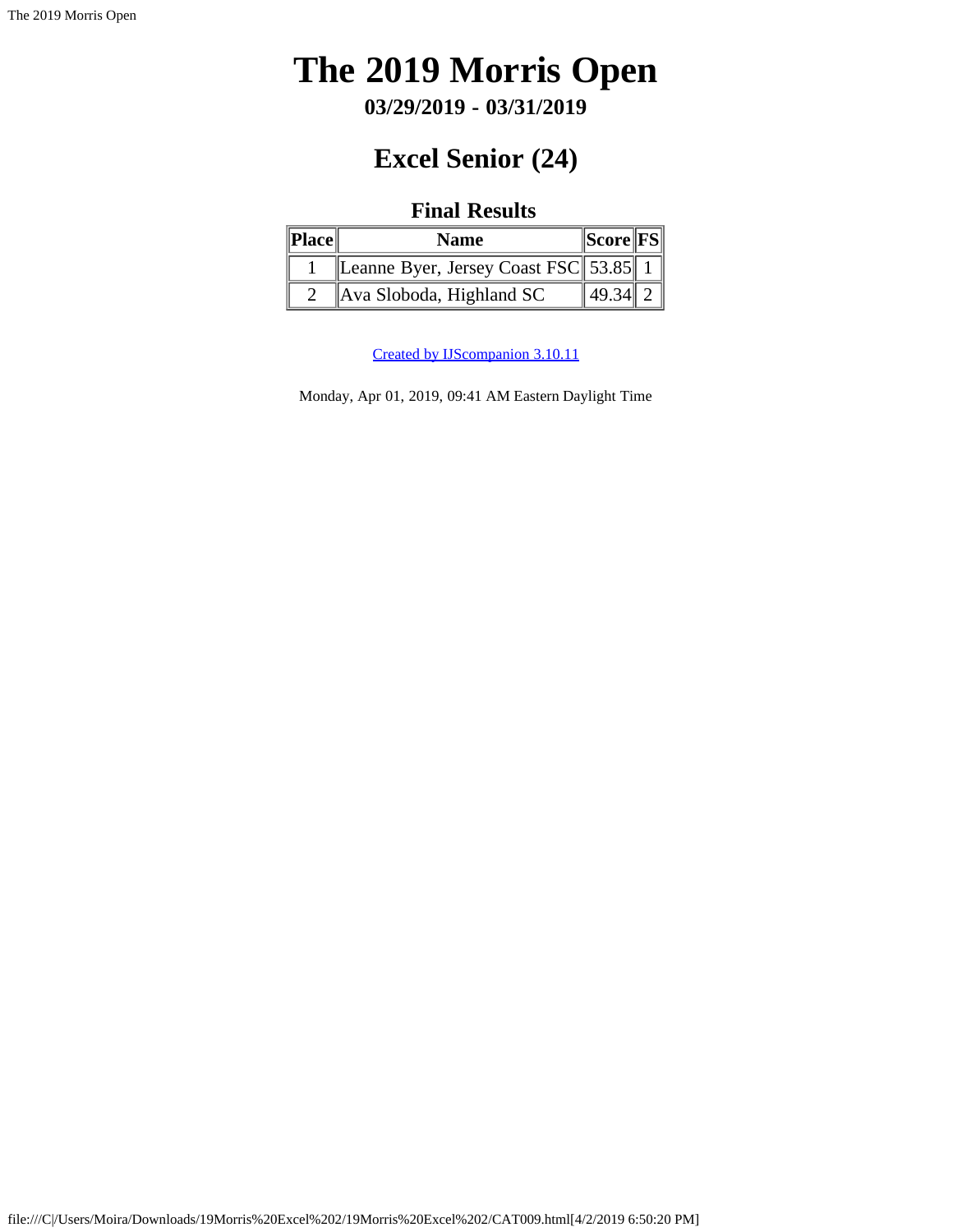# The 2019 Morris Open

**03/29/2019 - 03/31/2019**

## Excel Senior (24)

### Final Results

| Place | Name | Score | FS |
|---|---|---|---|
| 1 | Leanne Byer, Jersey Coast FSC | 53.85 | 1 |
| 2 | Ava Sloboda, Highland SC | 49.34 | 2 |

Created by IJScompanion 3.10.11

Monday, Apr 01, 2019, 09:41 AM Eastern Daylight Time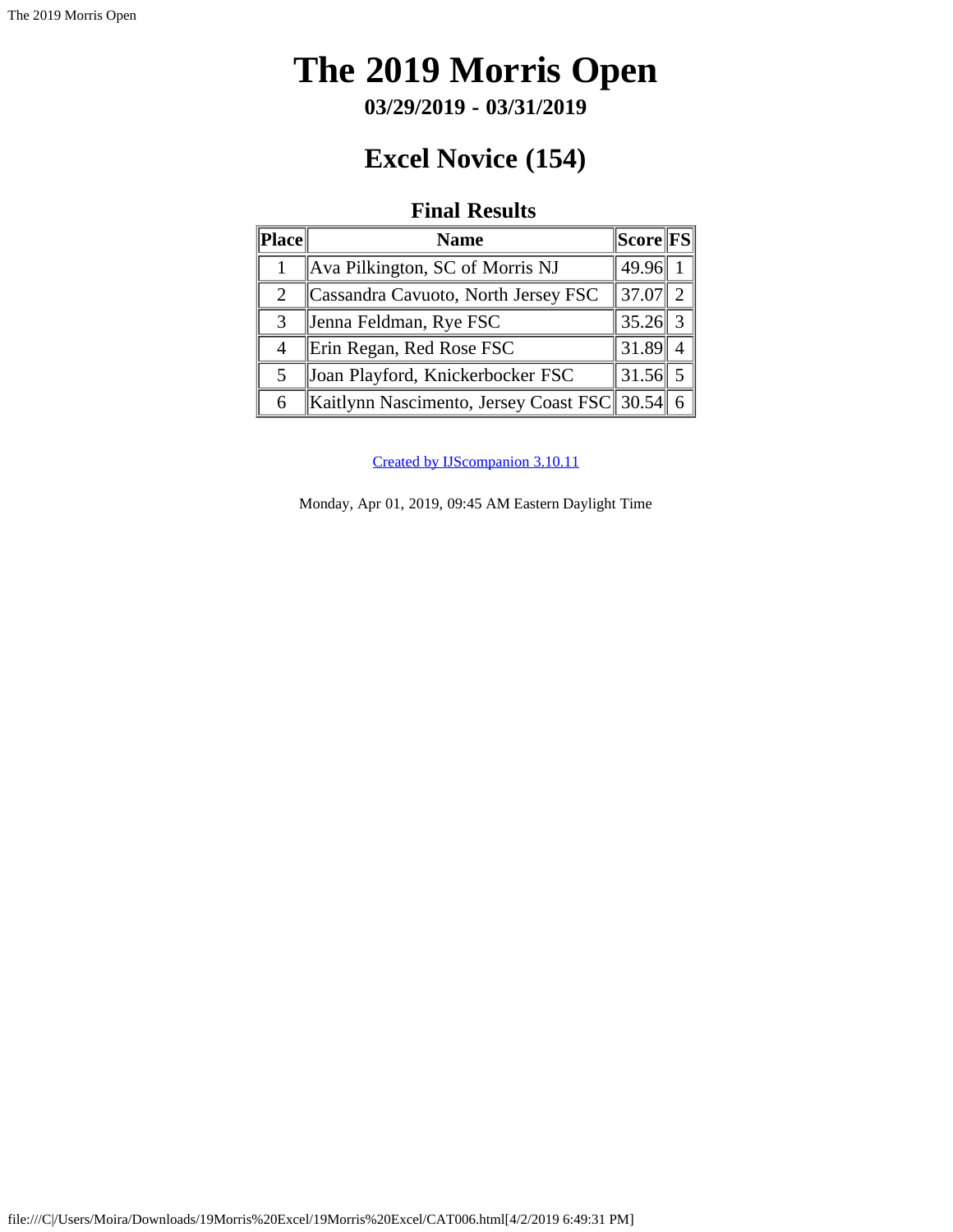# The 2019 Morris Open

**03/29/2019 - 03/31/2019**

## Excel Novice (154)

### Final Results

| Place | Name | Score | FS |
|---|---|---|---|
| 1 | Ava Pilkington, SC of Morris NJ | 49.96 | 1 |
| 2 | Cassandra Cavuoto, North Jersey FSC | 37.07 | 2 |
| 3 | Jenna Feldman, Rye FSC | 35.26 | 3 |
| 4 | Erin Regan, Red Rose FSC | 31.89 | 4 |
| 5 | Joan Playford, Knickerbocker FSC | 31.56 | 5 |
| 6 | Kaitlynn Nascimento, Jersey Coast FSC | 30.54 | 6 |

Created by IJScompanion 3.10.11

Monday, Apr 01, 2019, 09:45 AM Eastern Daylight Time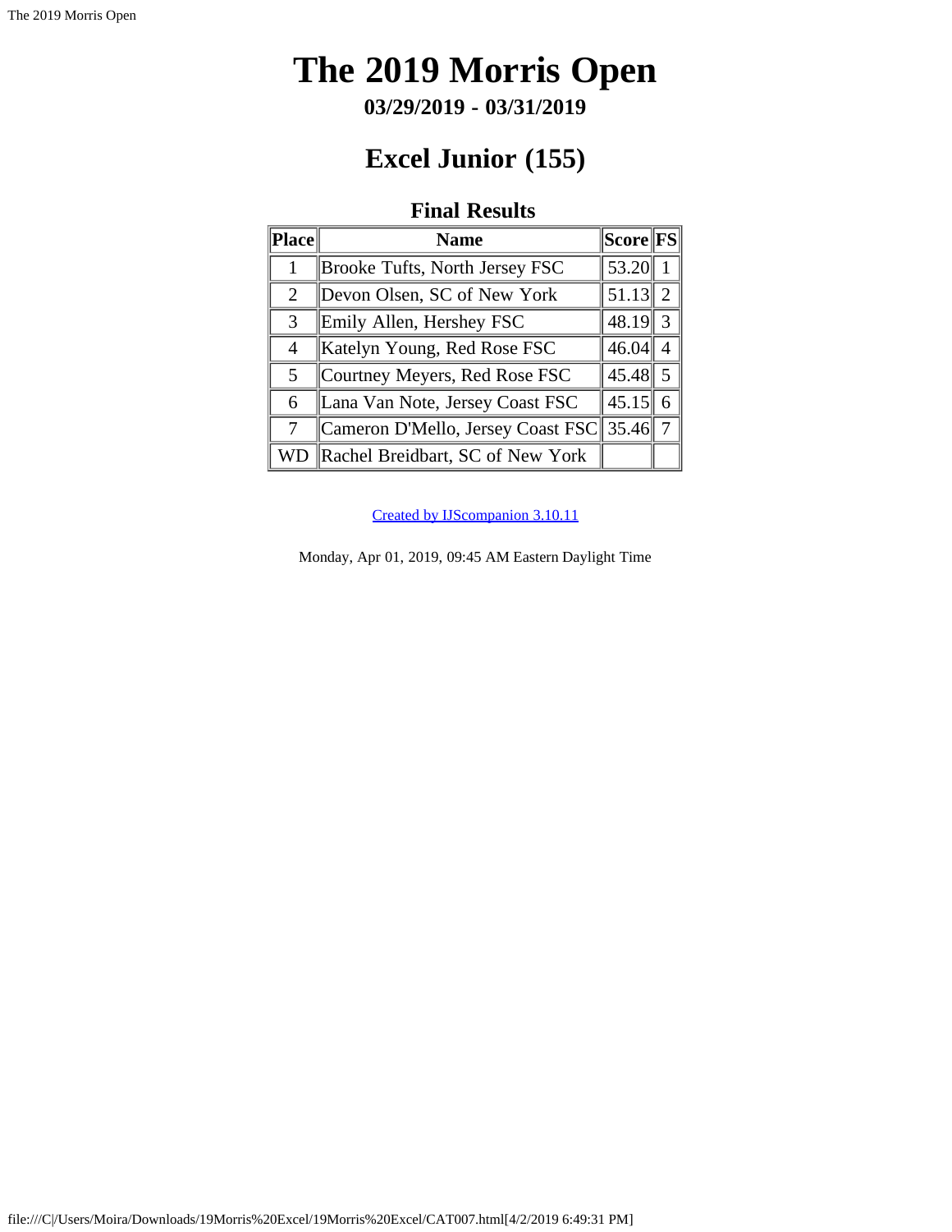# The 2019 Morris Open

**03/29/2019 - 03/31/2019**

## Excel Junior (155)

### Final Results

| Place | Name | Score | FS |
|---|---|---|---|
| 1 | Brooke Tufts, North Jersey FSC | 53.20 | 1 |
| 2 | Devon Olsen, SC of New York | 51.13 | 2 |
| 3 | Emily Allen, Hershey FSC | 48.19 | 3 |
| 4 | Katelyn Young, Red Rose FSC | 46.04 | 4 |
| 5 | Courtney Meyers, Red Rose FSC | 45.48 | 5 |
| 6 | Lana Van Note, Jersey Coast FSC | 45.15 | 6 |
| 7 | Cameron D'Mello, Jersey Coast FSC | 35.46 | 7 |
| WD | Rachel Breidbart, SC of New York | | |

Created by IJScompanion 3.10.11

Monday, Apr 01, 2019, 09:45 AM Eastern Daylight Time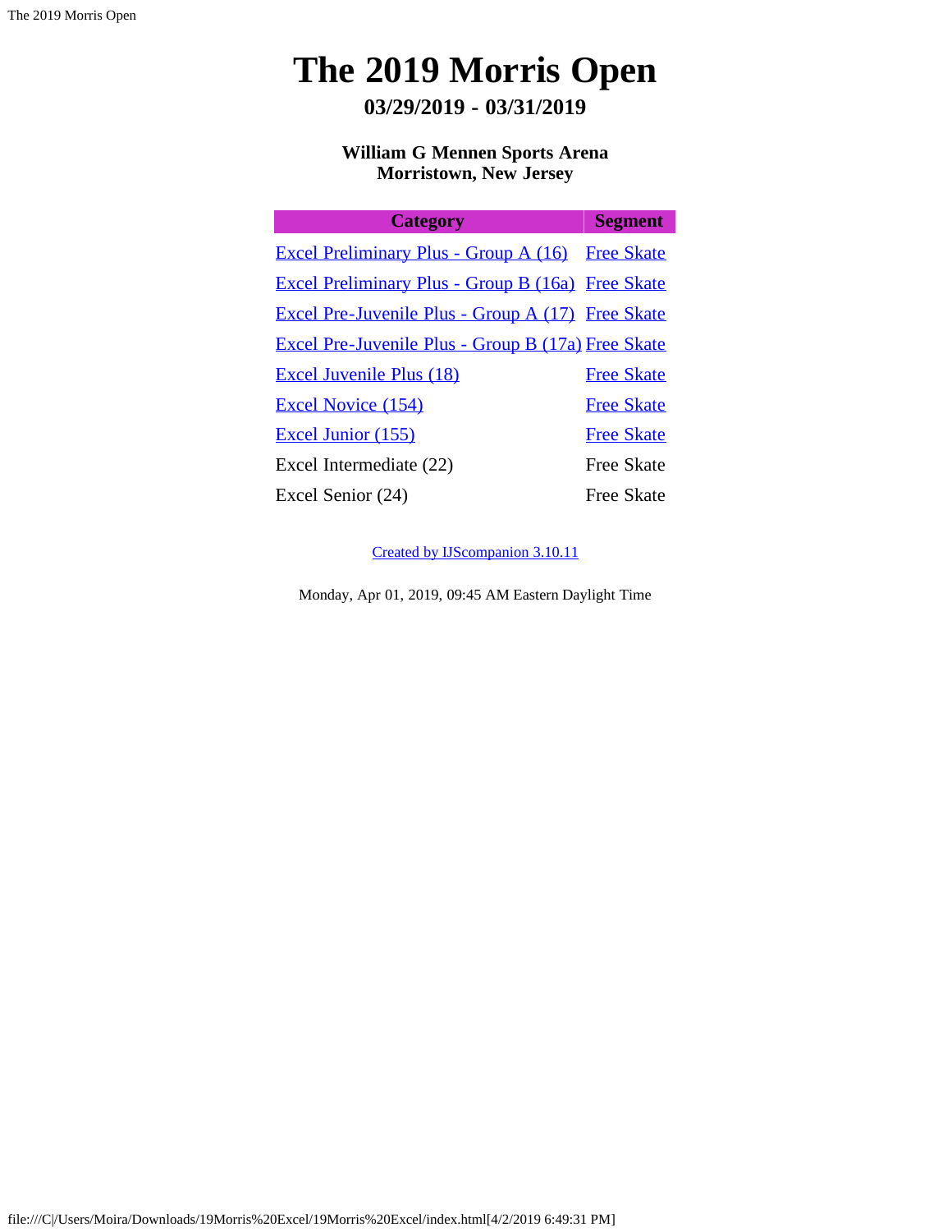# The 2019 Morris Open

### 03/29/2019 - 03/31/2019

**William G Mennen Sports Arena**
**Morristown, New Jersey**

| Category | Segment |
|---|---|
| Excel Preliminary Plus - Group A (16) | Free Skate |
| Excel Preliminary Plus - Group B (16a) | Free Skate |
| Excel Pre-Juvenile Plus - Group A (17) | Free Skate |
| Excel Pre-Juvenile Plus - Group B (17a) | Free Skate |
| Excel Juvenile Plus (18) | Free Skate |
| Excel Novice (154) | Free Skate |
| Excel Junior (155) | Free Skate |
| Excel Intermediate (22) | Free Skate |
| Excel Senior (24) | Free Skate |

Created by IJScompanion 3.10.11

Monday, Apr 01, 2019, 09:45 AM Eastern Daylight Time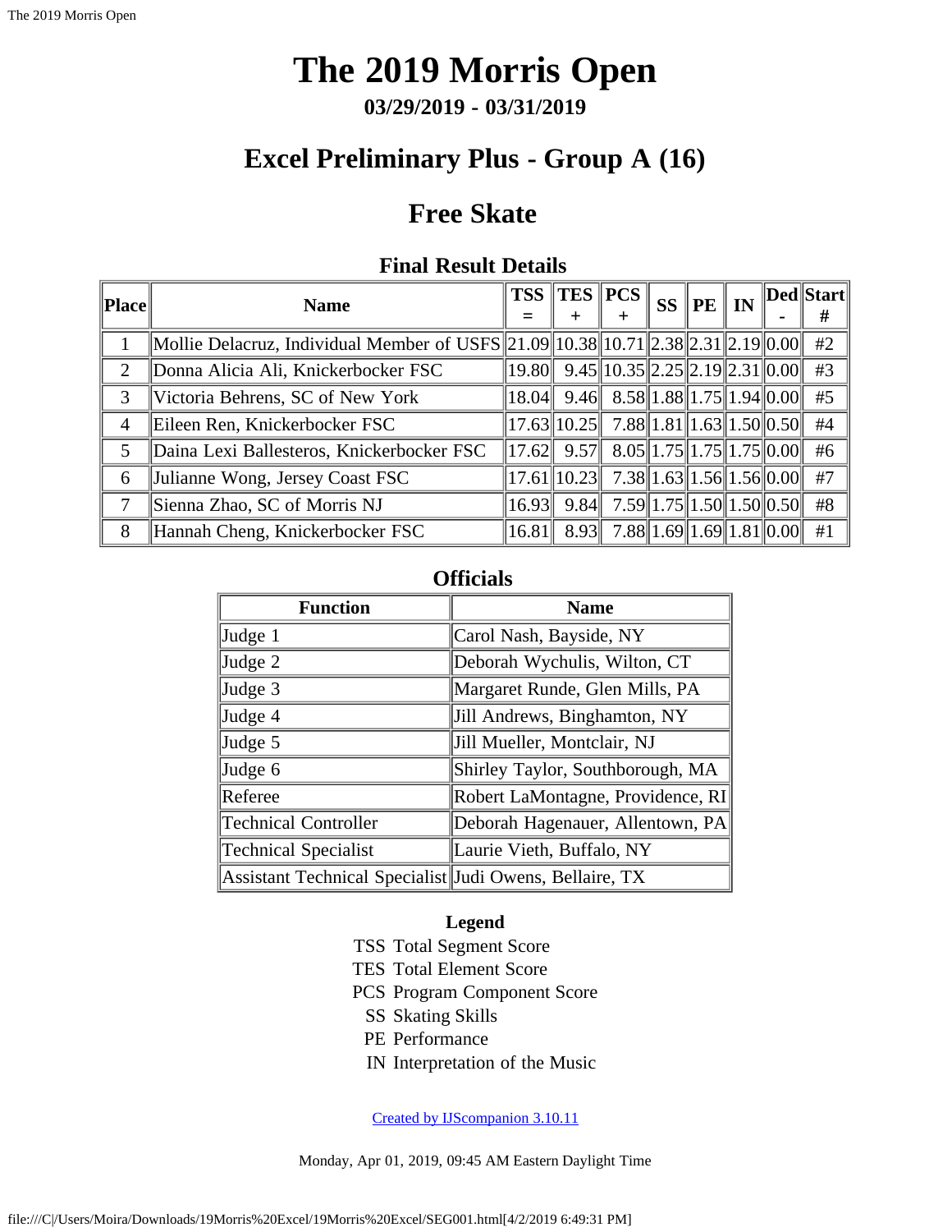# The 2019 Morris Open

**03/29/2019 - 03/31/2019**

## Excel Preliminary Plus - Group A (16)

## Free Skate

### Final Result Details

| Place | Name | TSS = | TES + | PCS + | SS | PE | IN | Ded - | Start # |
|---|---|---|---|---|---|---|---|---|---|
| 1 | Mollie Delacruz, Individual Member of USFS | 21.09 | 10.38 | 10.71 | 2.38 | 2.31 | 2.19 | 0.00 | #2 |
| 2 | Donna Alicia Ali, Knickerbocker FSC | 19.80 | 9.45 | 10.35 | 2.25 | 2.19 | 2.31 | 0.00 | #3 |
| 3 | Victoria Behrens, SC of New York | 18.04 | 9.46 | 8.58 | 1.88 | 1.75 | 1.94 | 0.00 | #5 |
| 4 | Eileen Ren, Knickerbocker FSC | 17.63 | 10.25 | 7.88 | 1.81 | 1.63 | 1.50 | 0.50 | #4 |
| 5 | Daina Lexi Ballesteros, Knickerbocker FSC | 17.62 | 9.57 | 8.05 | 1.75 | 1.75 | 1.75 | 0.00 | #6 |
| 6 | Julianne Wong, Jersey Coast FSC | 17.61 | 10.23 | 7.38 | 1.63 | 1.56 | 1.56 | 0.00 | #7 |
| 7 | Sienna Zhao, SC of Morris NJ | 16.93 | 9.84 | 7.59 | 1.75 | 1.50 | 1.50 | 0.50 | #8 |
| 8 | Hannah Cheng, Knickerbocker FSC | 16.81 | 8.93 | 7.88 | 1.69 | 1.69 | 1.81 | 0.00 | #1 |

### Officials

| Function | Name |
|---|---|
| Judge 1 | Carol Nash, Bayside, NY |
| Judge 2 | Deborah Wychulis, Wilton, CT |
| Judge 3 | Margaret Runde, Glen Mills, PA |
| Judge 4 | Jill Andrews, Binghamton, NY |
| Judge 5 | Jill Mueller, Montclair, NJ |
| Judge 6 | Shirley Taylor, Southborough, MA |
| Referee | Robert LaMontagne, Providence, RI |
| Technical Controller | Deborah Hagenauer, Allentown, PA |
| Technical Specialist | Laurie Vieth, Buffalo, NY |
| Assistant Technical Specialist | Judi Owens, Bellaire, TX |

**Legend**

TSS Total Segment Score
TES Total Element Score
PCS Program Component Score
SS Skating Skills
PE Performance
IN Interpretation of the Music

Created by IJScompanion 3.10.11

Monday, Apr 01, 2019, 09:45 AM Eastern Daylight Time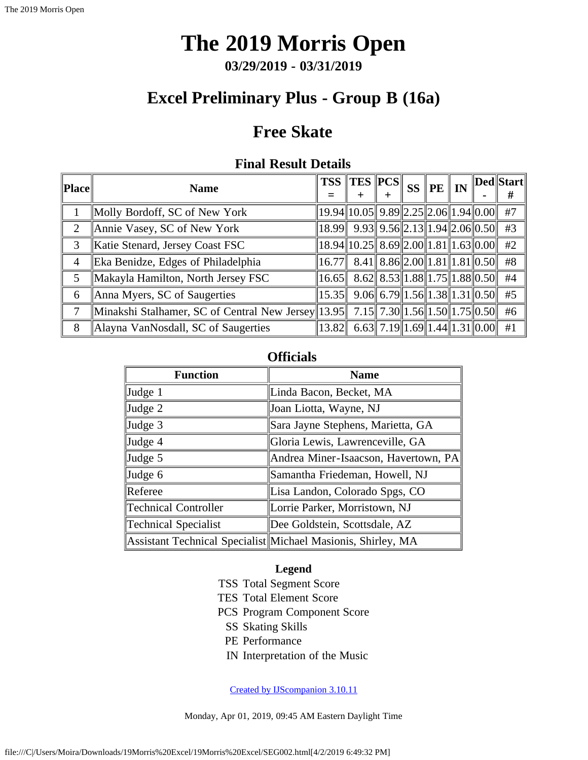# The 2019 Morris Open

**03/29/2019 - 03/31/2019**

## Excel Preliminary Plus - Group B (16a)

## Free Skate

### Final Result Details

| Place | Name | TSS = | TES + | PCS + | SS | PE | IN | Ded - | Start # |
|---|---|---|---|---|---|---|---|---|---|
| 1 | Molly Bordoff, SC of New York | 19.94 | 10.05 | 9.89 | 2.25 | 2.06 | 1.94 | 0.00 | #7 |
| 2 | Annie Vasey, SC of New York | 18.99 | 9.93 | 9.56 | 2.13 | 1.94 | 2.06 | 0.50 | #3 |
| 3 | Katie Stenard, Jersey Coast FSC | 18.94 | 10.25 | 8.69 | 2.00 | 1.81 | 1.63 | 0.00 | #2 |
| 4 | Eka Benidze, Edges of Philadelphia | 16.77 | 8.41 | 8.86 | 2.00 | 1.81 | 1.81 | 0.50 | #8 |
| 5 | Makayla Hamilton, North Jersey FSC | 16.65 | 8.62 | 8.53 | 1.88 | 1.75 | 1.88 | 0.50 | #4 |
| 6 | Anna Myers, SC of Saugerties | 15.35 | 9.06 | 6.79 | 1.56 | 1.38 | 1.31 | 0.50 | #5 |
| 7 | Minakshi Stalhamer, SC of Central New Jersey | 13.95 | 7.15 | 7.30 | 1.56 | 1.50 | 1.75 | 0.50 | #6 |
| 8 | Alayna VanNosdall, SC of Saugerties | 13.82 | 6.63 | 7.19 | 1.69 | 1.44 | 1.31 | 0.00 | #1 |

### Officials

| Function | Name |
|---|---|
| Judge 1 | Linda Bacon, Becket, MA |
| Judge 2 | Joan Liotta, Wayne, NJ |
| Judge 3 | Sara Jayne Stephens, Marietta, GA |
| Judge 4 | Gloria Lewis, Lawrenceville, GA |
| Judge 5 | Andrea Miner-Isaacson, Havertown, PA |
| Judge 6 | Samantha Friedeman, Howell, NJ |
| Referee | Lisa Landon, Colorado Spgs, CO |
| Technical Controller | Lorrie Parker, Morristown, NJ |
| Technical Specialist | Dee Goldstein, Scottsdale, AZ |
| Assistant Technical Specialist | Michael Masionis, Shirley, MA |

**Legend**

TSS Total Segment Score
TES Total Element Score
PCS Program Component Score
SS Skating Skills
PE Performance
IN Interpretation of the Music

Created by IJScompanion 3.10.11

Monday, Apr 01, 2019, 09:45 AM Eastern Daylight Time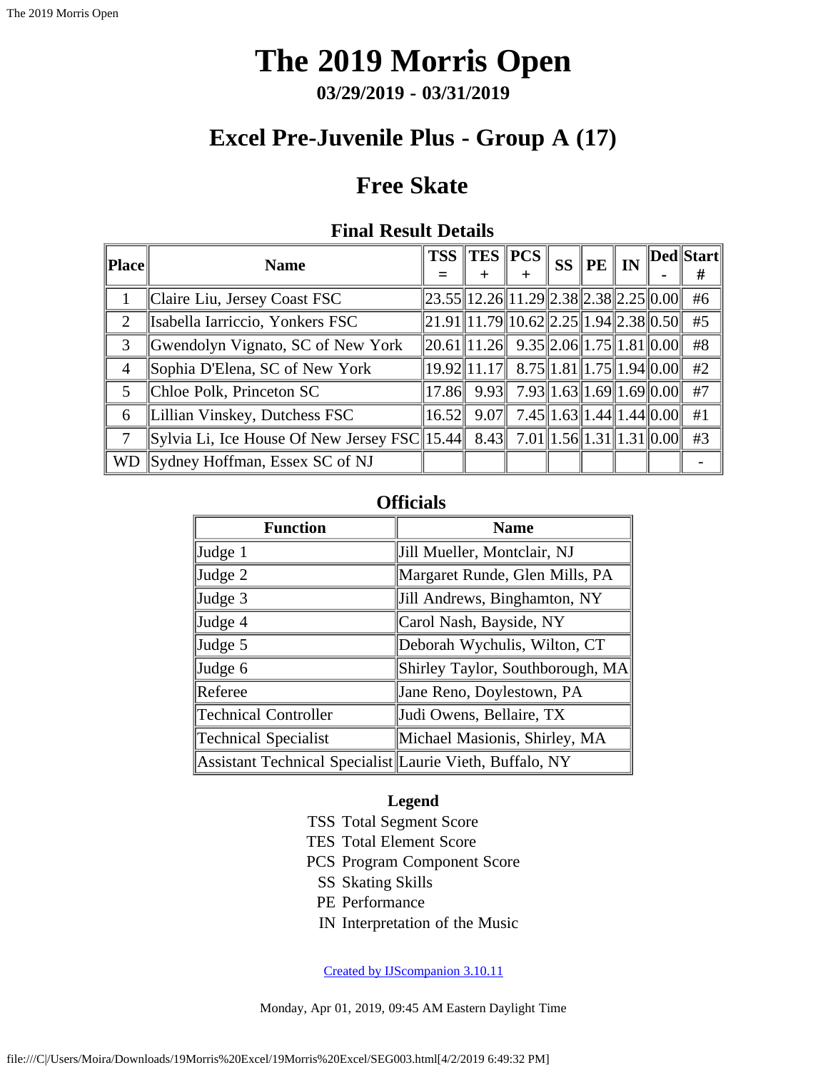# The 2019 Morris Open

**03/29/2019 - 03/31/2019**

## Excel Pre-Juvenile Plus - Group A (17)

## Free Skate

### Final Result Details

| Place | Name | TSS = | TES + | PCS + | SS | PE | IN | Ded - | Start # |
|---|---|---|---|---|---|---|---|---|---|
| 1 | Claire Liu, Jersey Coast FSC | 23.55 | 12.26 | 11.29 | 2.38 | 2.38 | 2.25 | 0.00 | #6 |
| 2 | Isabella Iarriccio, Yonkers FSC | 21.91 | 11.79 | 10.62 | 2.25 | 1.94 | 2.38 | 0.50 | #5 |
| 3 | Gwendolyn Vignato, SC of New York | 20.61 | 11.26 | 9.35 | 2.06 | 1.75 | 1.81 | 0.00 | #8 |
| 4 | Sophia D'Elena, SC of New York | 19.92 | 11.17 | 8.75 | 1.81 | 1.75 | 1.94 | 0.00 | #2 |
| 5 | Chloe Polk, Princeton SC | 17.86 | 9.93 | 7.93 | 1.63 | 1.69 | 1.69 | 0.00 | #7 |
| 6 | Lillian Vinskey, Dutchess FSC | 16.52 | 9.07 | 7.45 | 1.63 | 1.44 | 1.44 | 0.00 | #1 |
| 7 | Sylvia Li, Ice House Of New Jersey FSC | 15.44 | 8.43 | 7.01 | 1.56 | 1.31 | 1.31 | 0.00 | #3 |
| WD | Sydney Hoffman, Essex SC of NJ | | | | | | | | - |

### Officials

| Function | Name |
|---|---|
| Judge 1 | Jill Mueller, Montclair, NJ |
| Judge 2 | Margaret Runde, Glen Mills, PA |
| Judge 3 | Jill Andrews, Binghamton, NY |
| Judge 4 | Carol Nash, Bayside, NY |
| Judge 5 | Deborah Wychulis, Wilton, CT |
| Judge 6 | Shirley Taylor, Southborough, MA |
| Referee | Jane Reno, Doylestown, PA |
| Technical Controller | Judi Owens, Bellaire, TX |
| Technical Specialist | Michael Masionis, Shirley, MA |
| Assistant Technical Specialist | Laurie Vieth, Buffalo, NY |

**Legend**

- TSS Total Segment Score
- TES Total Element Score
- PCS Program Component Score
- SS Skating Skills
- PE Performance
- IN Interpretation of the Music

Created by IJScompanion 3.10.11

Monday, Apr 01, 2019, 09:45 AM Eastern Daylight Time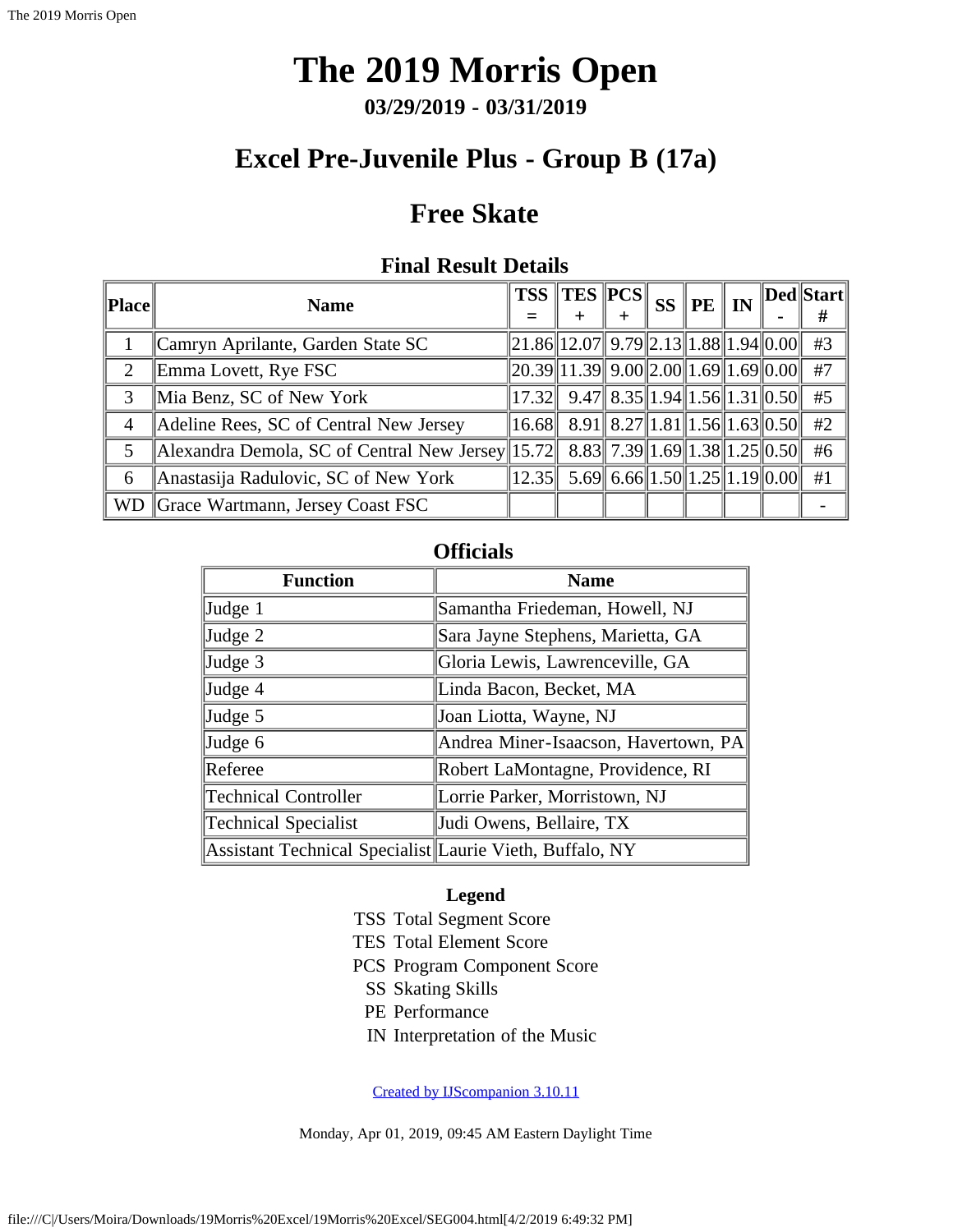# The 2019 Morris Open

**03/29/2019 - 03/31/2019**

## Excel Pre-Juvenile Plus - Group B (17a)

## Free Skate

### Final Result Details

| Place | Name | TSS = | TES + | PCS + | SS | PE | IN | Ded - | Start # |
|---|---|---|---|---|---|---|---|---|---|
| 1 | Camryn Aprilante, Garden State SC | 21.86 | 12.07 | 9.79 | 2.13 | 1.88 | 1.94 | 0.00 | #3 |
| 2 | Emma Lovett, Rye FSC | 20.39 | 11.39 | 9.00 | 2.00 | 1.69 | 1.69 | 0.00 | #7 |
| 3 | Mia Benz, SC of New York | 17.32 | 9.47 | 8.35 | 1.94 | 1.56 | 1.31 | 0.50 | #5 |
| 4 | Adeline Rees, SC of Central New Jersey | 16.68 | 8.91 | 8.27 | 1.81 | 1.56 | 1.63 | 0.50 | #2 |
| 5 | Alexandra Demola, SC of Central New Jersey | 15.72 | 8.83 | 7.39 | 1.69 | 1.38 | 1.25 | 0.50 | #6 |
| 6 | Anastasija Radulovic, SC of New York | 12.35 | 5.69 | 6.66 | 1.50 | 1.25 | 1.19 | 0.00 | #1 |
| WD | Grace Wartmann, Jersey Coast FSC | | | | | | | | - |

### Officials

| Function | Name |
|---|---|
| Judge 1 | Samantha Friedeman, Howell, NJ |
| Judge 2 | Sara Jayne Stephens, Marietta, GA |
| Judge 3 | Gloria Lewis, Lawrenceville, GA |
| Judge 4 | Linda Bacon, Becket, MA |
| Judge 5 | Joan Liotta, Wayne, NJ |
| Judge 6 | Andrea Miner-Isaacson, Havertown, PA |
| Referee | Robert LaMontagne, Providence, RI |
| Technical Controller | Lorrie Parker, Morristown, NJ |
| Technical Specialist | Judi Owens, Bellaire, TX |
| Assistant Technical Specialist | Laurie Vieth, Buffalo, NY |

**Legend**

TSS Total Segment Score
TES Total Element Score
PCS Program Component Score
SS Skating Skills
PE Performance
IN Interpretation of the Music

Created by IJScompanion 3.10.11

Monday, Apr 01, 2019, 09:45 AM Eastern Daylight Time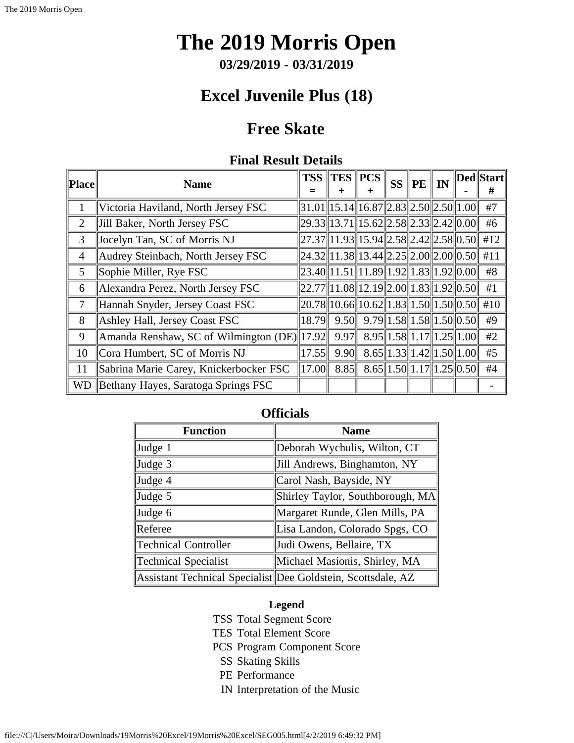# The 2019 Morris Open

**03/29/2019 - 03/31/2019**

## Excel Juvenile Plus (18)

## Free Skate

### Final Result Details

| Place | Name | TSS = | TES + | PCS + | SS | PE | IN | Ded - | Start # |
|---|---|---|---|---|---|---|---|---|---|
| 1 | Victoria Haviland, North Jersey FSC | 31.01 | 15.14 | 16.87 | 2.83 | 2.50 | 2.50 | 1.00 | #7 |
| 2 | Jill Baker, North Jersey FSC | 29.33 | 13.71 | 15.62 | 2.58 | 2.33 | 2.42 | 0.00 | #6 |
| 3 | Jocelyn Tan, SC of Morris NJ | 27.37 | 11.93 | 15.94 | 2.58 | 2.42 | 2.58 | 0.50 | #12 |
| 4 | Audrey Steinbach, North Jersey FSC | 24.32 | 11.38 | 13.44 | 2.25 | 2.00 | 2.00 | 0.50 | #11 |
| 5 | Sophie Miller, Rye FSC | 23.40 | 11.51 | 11.89 | 1.92 | 1.83 | 1.92 | 0.00 | #8 |
| 6 | Alexandra Perez, North Jersey FSC | 22.77 | 11.08 | 12.19 | 2.00 | 1.83 | 1.92 | 0.50 | #1 |
| 7 | Hannah Snyder, Jersey Coast FSC | 20.78 | 10.66 | 10.62 | 1.83 | 1.50 | 1.50 | 0.50 | #10 |
| 8 | Ashley Hall, Jersey Coast FSC | 18.79 | 9.50 | 9.79 | 1.58 | 1.58 | 1.50 | 0.50 | #9 |
| 9 | Amanda Renshaw, SC of Wilmington (DE) | 17.92 | 9.97 | 8.95 | 1.58 | 1.17 | 1.25 | 1.00 | #2 |
| 10 | Cora Humbert, SC of Morris NJ | 17.55 | 9.90 | 8.65 | 1.33 | 1.42 | 1.50 | 1.00 | #5 |
| 11 | Sabrina Marie Carey, Knickerbocker FSC | 17.00 | 8.85 | 8.65 | 1.50 | 1.17 | 1.25 | 0.50 | #4 |
| WD | Bethany Hayes, Saratoga Springs FSC | | | | | | | | - |

### Officials

| Function | Name |
|---|---|
| Judge 1 | Deborah Wychulis, Wilton, CT |
| Judge 3 | Jill Andrews, Binghamton, NY |
| Judge 4 | Carol Nash, Bayside, NY |
| Judge 5 | Shirley Taylor, Southborough, MA |
| Judge 6 | Margaret Runde, Glen Mills, PA |
| Referee | Lisa Landon, Colorado Spgs, CO |
| Technical Controller | Judi Owens, Bellaire, TX |
| Technical Specialist | Michael Masionis, Shirley, MA |
| Assistant Technical Specialist | Dee Goldstein, Scottsdale, AZ |

**Legend**

| | |
|---|---|
| TSS | Total Segment Score |
| TES | Total Element Score |
| PCS | Program Component Score |
| SS | Skating Skills |
| PE | Performance |
| IN | Interpretation of the Music |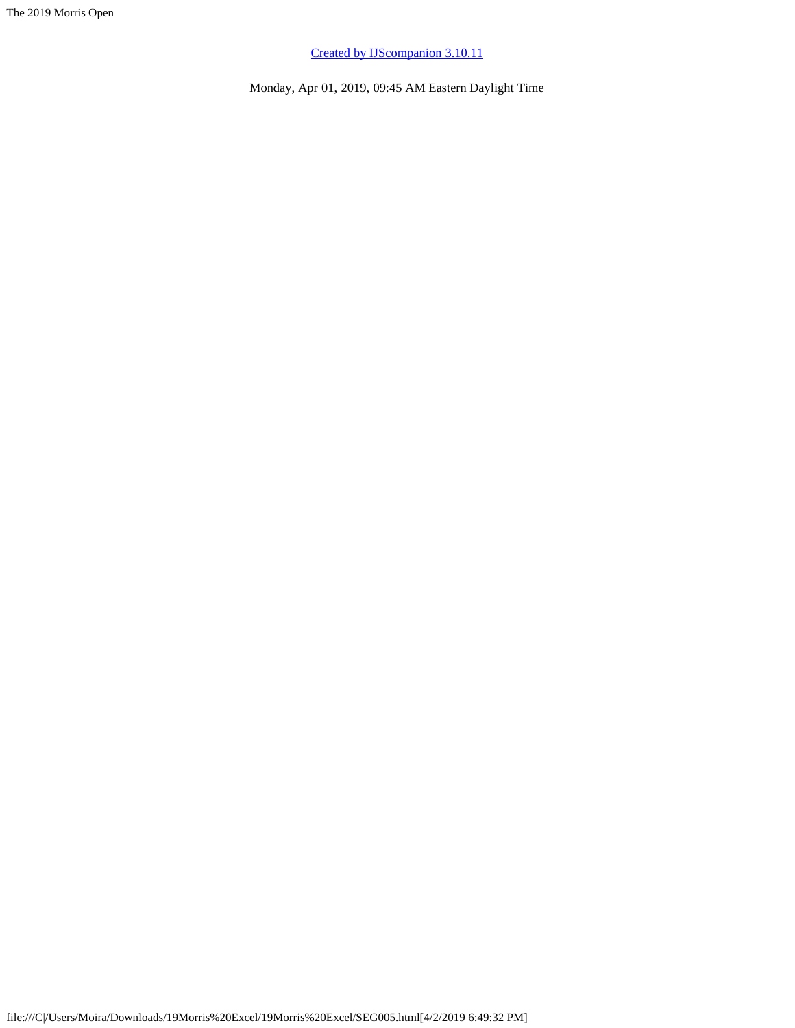[Created by IJScompanion 3.10.11](#)

Monday, Apr 01, 2019, 09:45 AM Eastern Daylight Time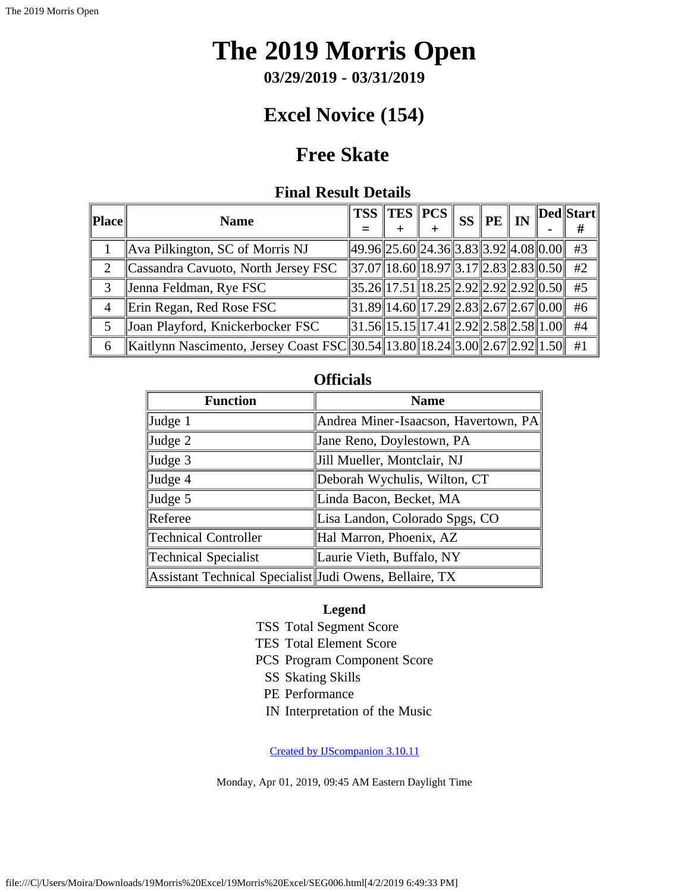# The 2019 Morris Open

**03/29/2019 - 03/31/2019**

## Excel Novice (154)

## Free Skate

### Final Result Details

| Place | Name | TSS = | TES + | PCS + | SS | PE | IN | Ded - | Start # |
|---|---|---|---|---|---|---|---|---|---|
| 1 | Ava Pilkington, SC of Morris NJ | 49.96 | 25.60 | 24.36 | 3.83 | 3.92 | 4.08 | 0.00 | #3 |
| 2 | Cassandra Cavuoto, North Jersey FSC | 37.07 | 18.60 | 18.97 | 3.17 | 2.83 | 2.83 | 0.50 | #2 |
| 3 | Jenna Feldman, Rye FSC | 35.26 | 17.51 | 18.25 | 2.92 | 2.92 | 2.92 | 0.50 | #5 |
| 4 | Erin Regan, Red Rose FSC | 31.89 | 14.60 | 17.29 | 2.83 | 2.67 | 2.67 | 0.00 | #6 |
| 5 | Joan Playford, Knickerbocker FSC | 31.56 | 15.15 | 17.41 | 2.92 | 2.58 | 2.58 | 1.00 | #4 |
| 6 | Kaitlynn Nascimento, Jersey Coast FSC | 30.54 | 13.80 | 18.24 | 3.00 | 2.67 | 2.92 | 1.50 | #1 |

### Officials

| Function | Name |
|---|---|
| Judge 1 | Andrea Miner-Isaacson, Havertown, PA |
| Judge 2 | Jane Reno, Doylestown, PA |
| Judge 3 | Jill Mueller, Montclair, NJ |
| Judge 4 | Deborah Wychulis, Wilton, CT |
| Judge 5 | Linda Bacon, Becket, MA |
| Referee | Lisa Landon, Colorado Spgs, CO |
| Technical Controller | Hal Marron, Phoenix, AZ |
| Technical Specialist | Laurie Vieth, Buffalo, NY |
| Assistant Technical Specialist | Judi Owens, Bellaire, TX |

**Legend**

TSS Total Segment Score
TES Total Element Score
PCS Program Component Score
SS Skating Skills
PE Performance
IN Interpretation of the Music

Created by IJScompanion 3.10.11

Monday, Apr 01, 2019, 09:45 AM Eastern Daylight Time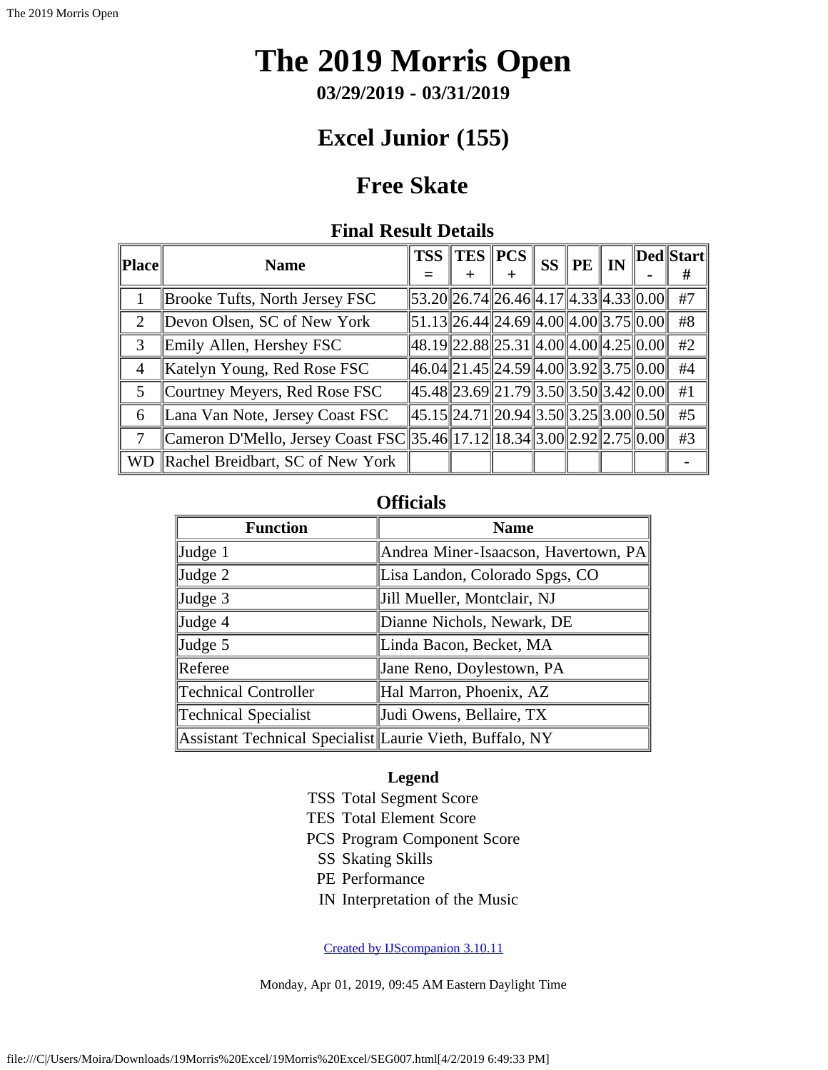# The 2019 Morris Open

### 03/29/2019 - 03/31/2019

## Excel Junior (155)

## Free Skate

### Final Result Details

| Place | Name | TSS = | TES + | PCS + | SS | PE | IN | Ded - | Start # |
|---|---|---|---|---|---|---|---|---|---|
| 1 | Brooke Tufts, North Jersey FSC | 53.20 | 26.74 | 26.46 | 4.17 | 4.33 | 4.33 | 0.00 | #7 |
| 2 | Devon Olsen, SC of New York | 51.13 | 26.44 | 24.69 | 4.00 | 4.00 | 3.75 | 0.00 | #8 |
| 3 | Emily Allen, Hershey FSC | 48.19 | 22.88 | 25.31 | 4.00 | 4.00 | 4.25 | 0.00 | #2 |
| 4 | Katelyn Young, Red Rose FSC | 46.04 | 21.45 | 24.59 | 4.00 | 3.92 | 3.75 | 0.00 | #4 |
| 5 | Courtney Meyers, Red Rose FSC | 45.48 | 23.69 | 21.79 | 3.50 | 3.50 | 3.42 | 0.00 | #1 |
| 6 | Lana Van Note, Jersey Coast FSC | 45.15 | 24.71 | 20.94 | 3.50 | 3.25 | 3.00 | 0.50 | #5 |
| 7 | Cameron D'Mello, Jersey Coast FSC | 35.46 | 17.12 | 18.34 | 3.00 | 2.92 | 2.75 | 0.00 | #3 |
| WD | Rachel Breidbart, SC of New York | | | | | | | | - |

### Officials

| Function | Name |
|---|---|
| Judge 1 | Andrea Miner-Isaacson, Havertown, PA |
| Judge 2 | Lisa Landon, Colorado Spgs, CO |
| Judge 3 | Jill Mueller, Montclair, NJ |
| Judge 4 | Dianne Nichols, Newark, DE |
| Judge 5 | Linda Bacon, Becket, MA |
| Referee | Jane Reno, Doylestown, PA |
| Technical Controller | Hal Marron, Phoenix, AZ |
| Technical Specialist | Judi Owens, Bellaire, TX |
| Assistant Technical Specialist | Laurie Vieth, Buffalo, NY |

**Legend**

| | |
|---|---|
| TSS | Total Segment Score |
| TES | Total Element Score |
| PCS | Program Component Score |
| SS | Skating Skills |
| PE | Performance |
| IN | Interpretation of the Music |

Created by IJScompanion 3.10.11

Monday, Apr 01, 2019, 09:45 AM Eastern Daylight Time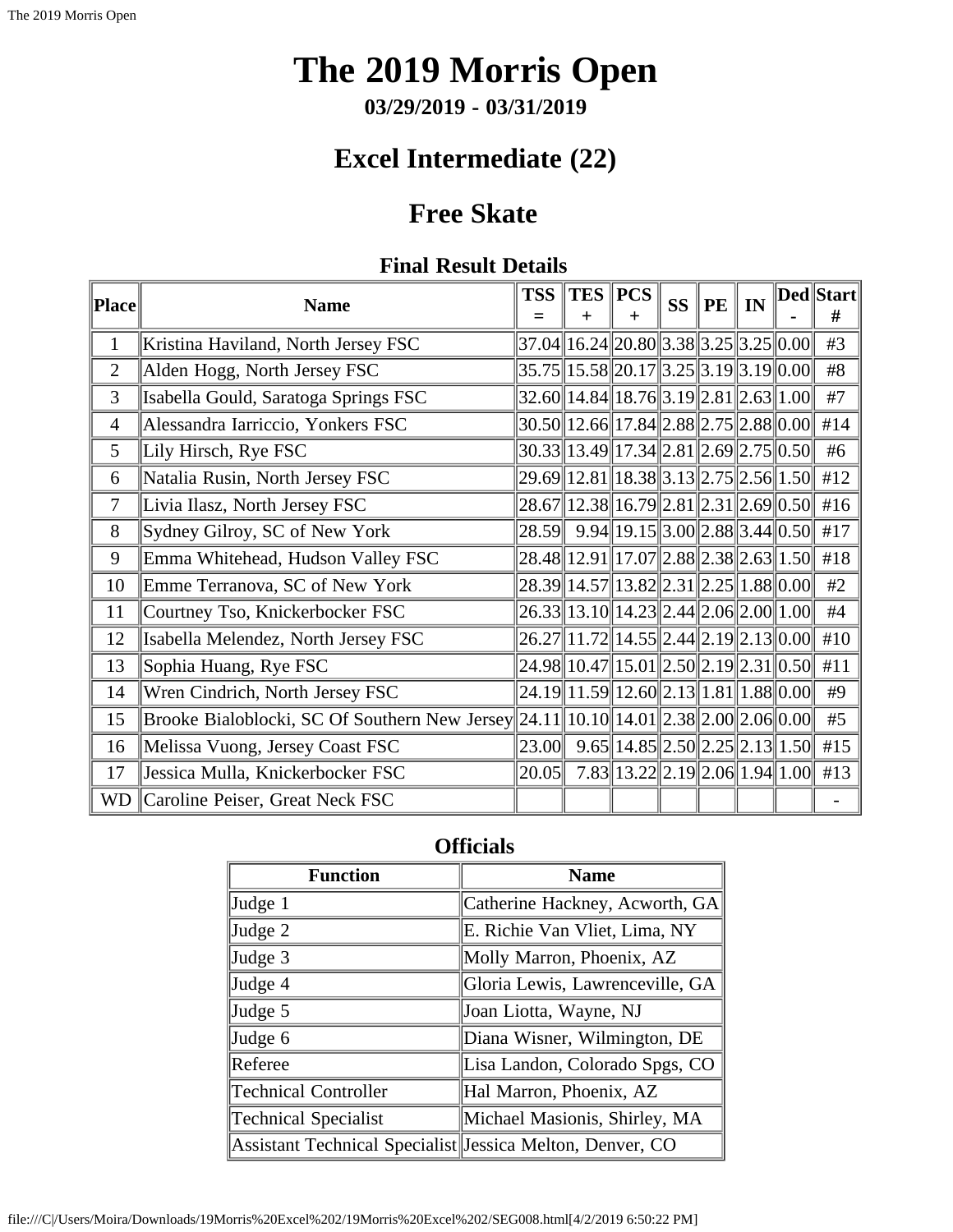# The 2019 Morris Open

**03/29/2019 - 03/31/2019**

## Excel Intermediate (22)

## Free Skate

### Final Result Details

| Place | Name | TSS = | TES + | PCS + | SS | PE | IN | Ded - | Start # |
|---|---|---|---|---|---|---|---|---|---|
| 1 | Kristina Haviland, North Jersey FSC | 37.04 | 16.24 | 20.80 | 3.38 | 3.25 | 3.25 | 0.00 | #3 |
| 2 | Alden Hogg, North Jersey FSC | 35.75 | 15.58 | 20.17 | 3.25 | 3.19 | 3.19 | 0.00 | #8 |
| 3 | Isabella Gould, Saratoga Springs FSC | 32.60 | 14.84 | 18.76 | 3.19 | 2.81 | 2.63 | 1.00 | #7 |
| 4 | Alessandra Iarriccio, Yonkers FSC | 30.50 | 12.66 | 17.84 | 2.88 | 2.75 | 2.88 | 0.00 | #14 |
| 5 | Lily Hirsch, Rye FSC | 30.33 | 13.49 | 17.34 | 2.81 | 2.69 | 2.75 | 0.50 | #6 |
| 6 | Natalia Rusin, North Jersey FSC | 29.69 | 12.81 | 18.38 | 3.13 | 2.75 | 2.56 | 1.50 | #12 |
| 7 | Livia Ilasz, North Jersey FSC | 28.67 | 12.38 | 16.79 | 2.81 | 2.31 | 2.69 | 0.50 | #16 |
| 8 | Sydney Gilroy, SC of New York | 28.59 | 9.94 | 19.15 | 3.00 | 2.88 | 3.44 | 0.50 | #17 |
| 9 | Emma Whitehead, Hudson Valley FSC | 28.48 | 12.91 | 17.07 | 2.88 | 2.38 | 2.63 | 1.50 | #18 |
| 10 | Emme Terranova, SC of New York | 28.39 | 14.57 | 13.82 | 2.31 | 2.25 | 1.88 | 0.00 | #2 |
| 11 | Courtney Tso, Knickerbocker FSC | 26.33 | 13.10 | 14.23 | 2.44 | 2.06 | 2.00 | 1.00 | #4 |
| 12 | Isabella Melendez, North Jersey FSC | 26.27 | 11.72 | 14.55 | 2.44 | 2.19 | 2.13 | 0.00 | #10 |
| 13 | Sophia Huang, Rye FSC | 24.98 | 10.47 | 15.01 | 2.50 | 2.19 | 2.31 | 0.50 | #11 |
| 14 | Wren Cindrich, North Jersey FSC | 24.19 | 11.59 | 12.60 | 2.13 | 1.81 | 1.88 | 0.00 | #9 |
| 15 | Brooke Bialoblocki, SC Of Southern New Jersey | 24.11 | 10.10 | 14.01 | 2.38 | 2.00 | 2.06 | 0.00 | #5 |
| 16 | Melissa Vuong, Jersey Coast FSC | 23.00 | 9.65 | 14.85 | 2.50 | 2.25 | 2.13 | 1.50 | #15 |
| 17 | Jessica Mulla, Knickerbocker FSC | 20.05 | 7.83 | 13.22 | 2.19 | 2.06 | 1.94 | 1.00 | #13 |
| WD | Caroline Peiser, Great Neck FSC | | | | | | | | - |

### Officials

| Function | Name |
|---|---|
| Judge 1 | Catherine Hackney, Acworth, GA |
| Judge 2 | E. Richie Van Vliet, Lima, NY |
| Judge 3 | Molly Marron, Phoenix, AZ |
| Judge 4 | Gloria Lewis, Lawrenceville, GA |
| Judge 5 | Joan Liotta, Wayne, NJ |
| Judge 6 | Diana Wisner, Wilmington, DE |
| Referee | Lisa Landon, Colorado Spgs, CO |
| Technical Controller | Hal Marron, Phoenix, AZ |
| Technical Specialist | Michael Masionis, Shirley, MA |
| Assistant Technical Specialist | Jessica Melton, Denver, CO |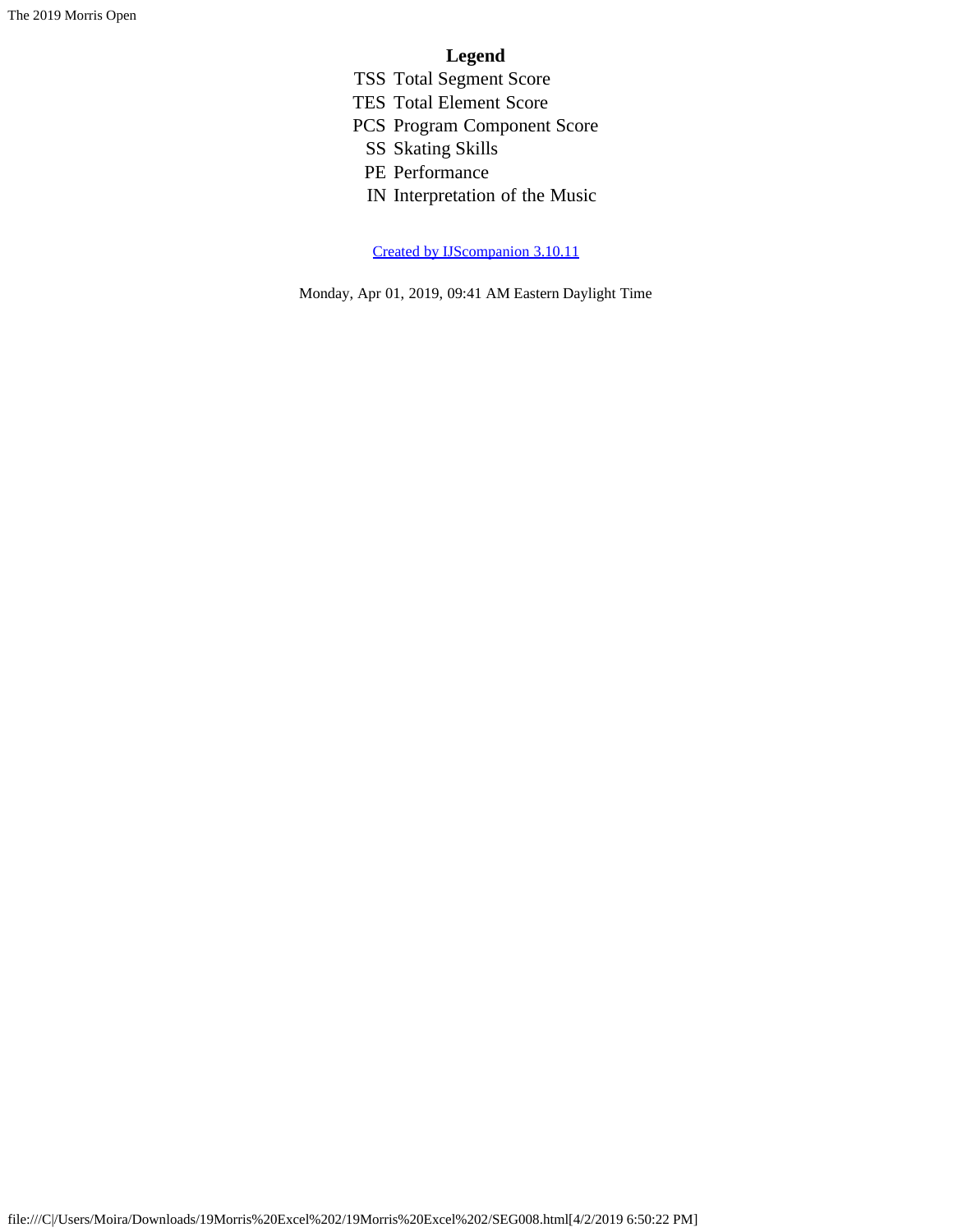## Legend

| | |
|---|---|
| TSS | Total Segment Score |
| TES | Total Element Score |
| PCS | Program Component Score |
| SS | Skating Skills |
| PE | Performance |
| IN | Interpretation of the Music |

[Created by IJScompanion 3.10.11]

Monday, Apr 01, 2019, 09:41 AM Eastern Daylight Time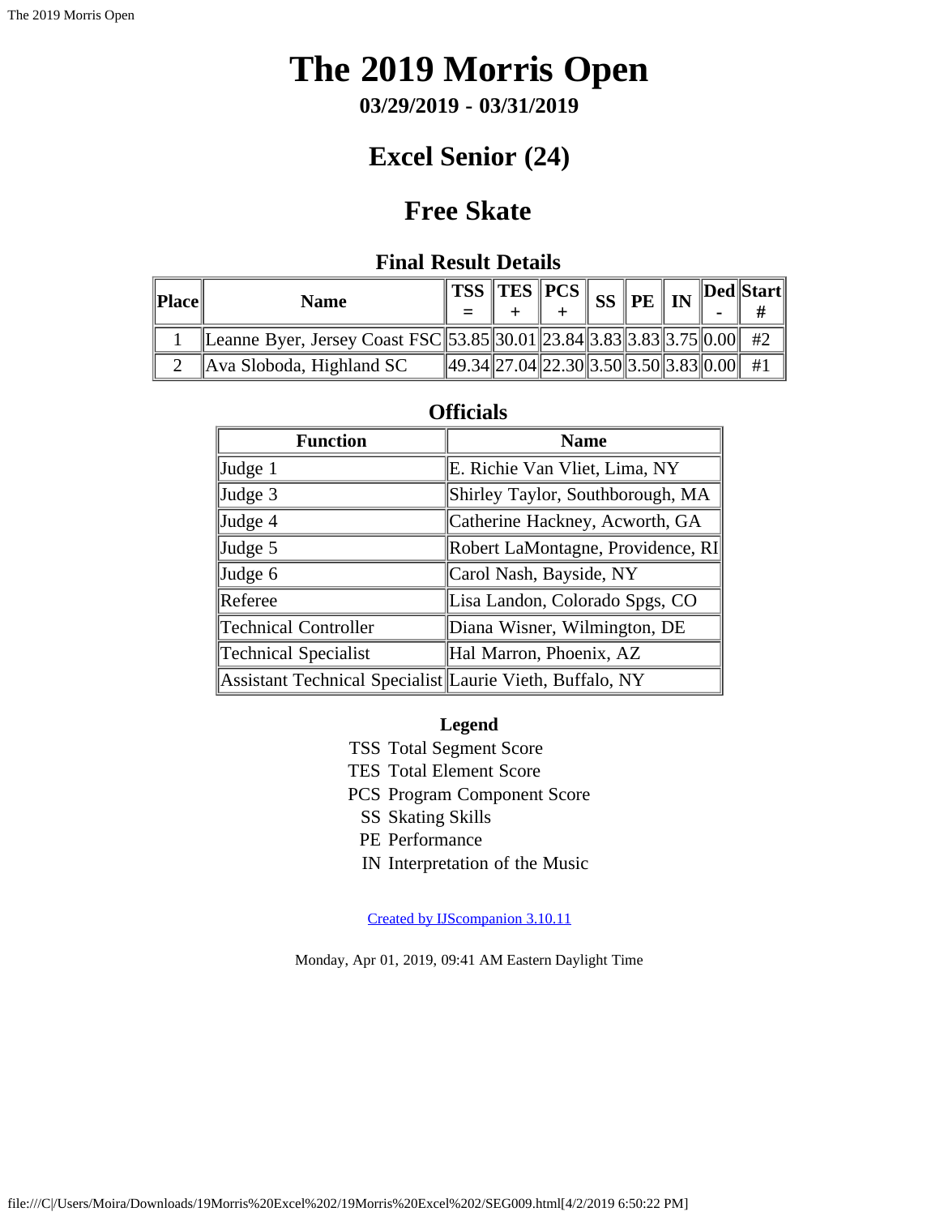# The 2019 Morris Open

**03/29/2019 - 03/31/2019**

## Excel Senior (24)

## Free Skate

### Final Result Details

| Place | Name | TSS = | TES + | PCS + | SS | PE | IN | Ded - | Start # |
|---|---|---|---|---|---|---|---|---|---|
| 1 | Leanne Byer, Jersey Coast FSC | 53.85 | 30.01 | 23.84 | 3.83 | 3.83 | 3.75 | 0.00 | #2 |
| 2 | Ava Sloboda, Highland SC | 49.34 | 27.04 | 22.30 | 3.50 | 3.50 | 3.83 | 0.00 | #1 |

### Officials

| Function | Name |
|---|---|
| Judge 1 | E. Richie Van Vliet, Lima, NY |
| Judge 3 | Shirley Taylor, Southborough, MA |
| Judge 4 | Catherine Hackney, Acworth, GA |
| Judge 5 | Robert LaMontagne, Providence, RI |
| Judge 6 | Carol Nash, Bayside, NY |
| Referee | Lisa Landon, Colorado Spgs, CO |
| Technical Controller | Diana Wisner, Wilmington, DE |
| Technical Specialist | Hal Marron, Phoenix, AZ |
| Assistant Technical Specialist | Laurie Vieth, Buffalo, NY |

**Legend**

TSS Total Segment Score
TES Total Element Score
PCS Program Component Score
SS Skating Skills
PE Performance
IN Interpretation of the Music

Created by IJScompanion 3.10.11

Monday, Apr 01, 2019, 09:41 AM Eastern Daylight Time